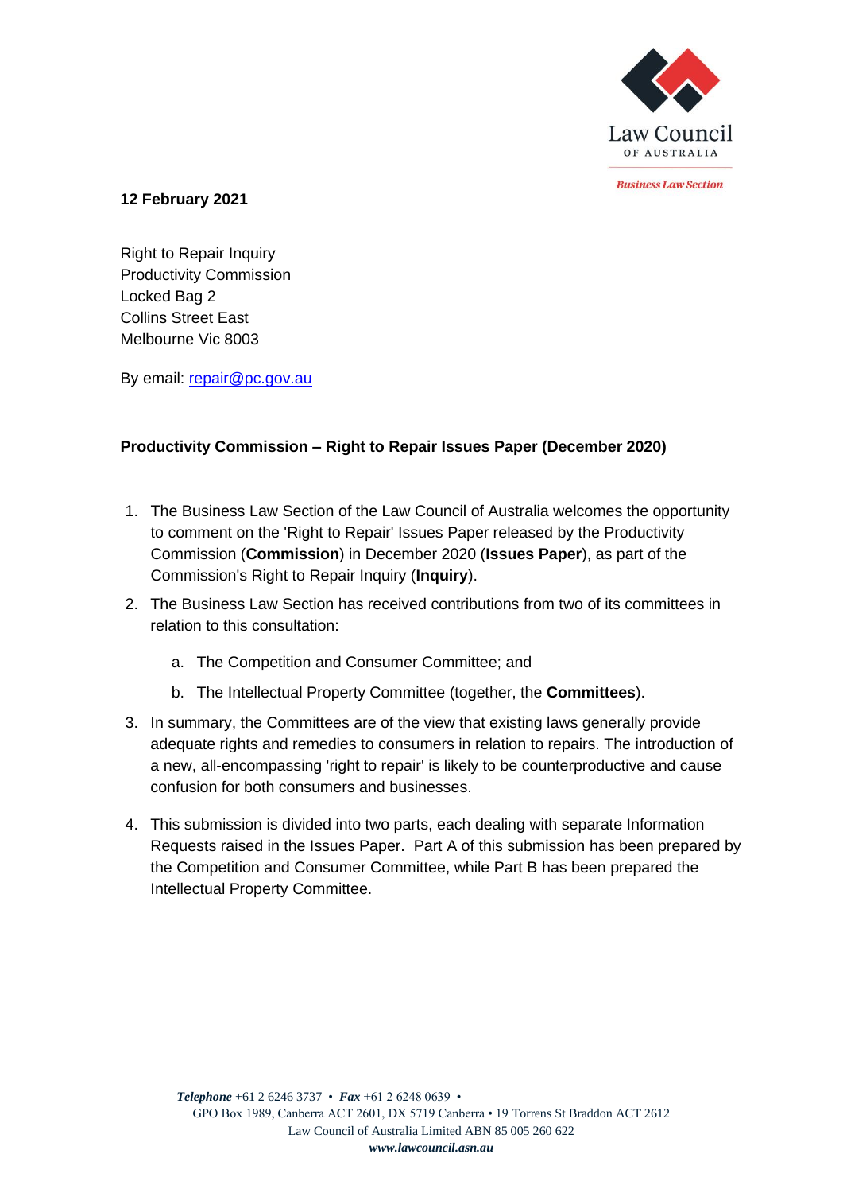Law Council OF AUSTRALIA

*Business Law Section*

**12 February 2021**

Right to Repair Inquiry
Productivity Commission
Locked Bag 2
Collins Street East
Melbourne Vic 8003

By email: repair@pc.gov.au

**Productivity Commission – Right to Repair Issues Paper (December 2020)**

1. The Business Law Section of the Law Council of Australia welcomes the opportunity to comment on the 'Right to Repair' Issues Paper released by the Productivity Commission (**Commission**) in December 2020 (**Issues Paper**), as part of the Commission's Right to Repair Inquiry (**Inquiry**).
2. The Business Law Section has received contributions from two of its committees in relation to this consultation:
   a. The Competition and Consumer Committee; and
   b. The Intellectual Property Committee (together, the **Committees**).
3. In summary, the Committees are of the view that existing laws generally provide adequate rights and remedies to consumers in relation to repairs. The introduction of a new, all-encompassing 'right to repair' is likely to be counterproductive and cause confusion for both consumers and businesses.
4. This submission is divided into two parts, each dealing with separate Information Requests raised in the Issues Paper. Part A of this submission has been prepared by the Competition and Consumer Committee, while Part B has been prepared the Intellectual Property Committee.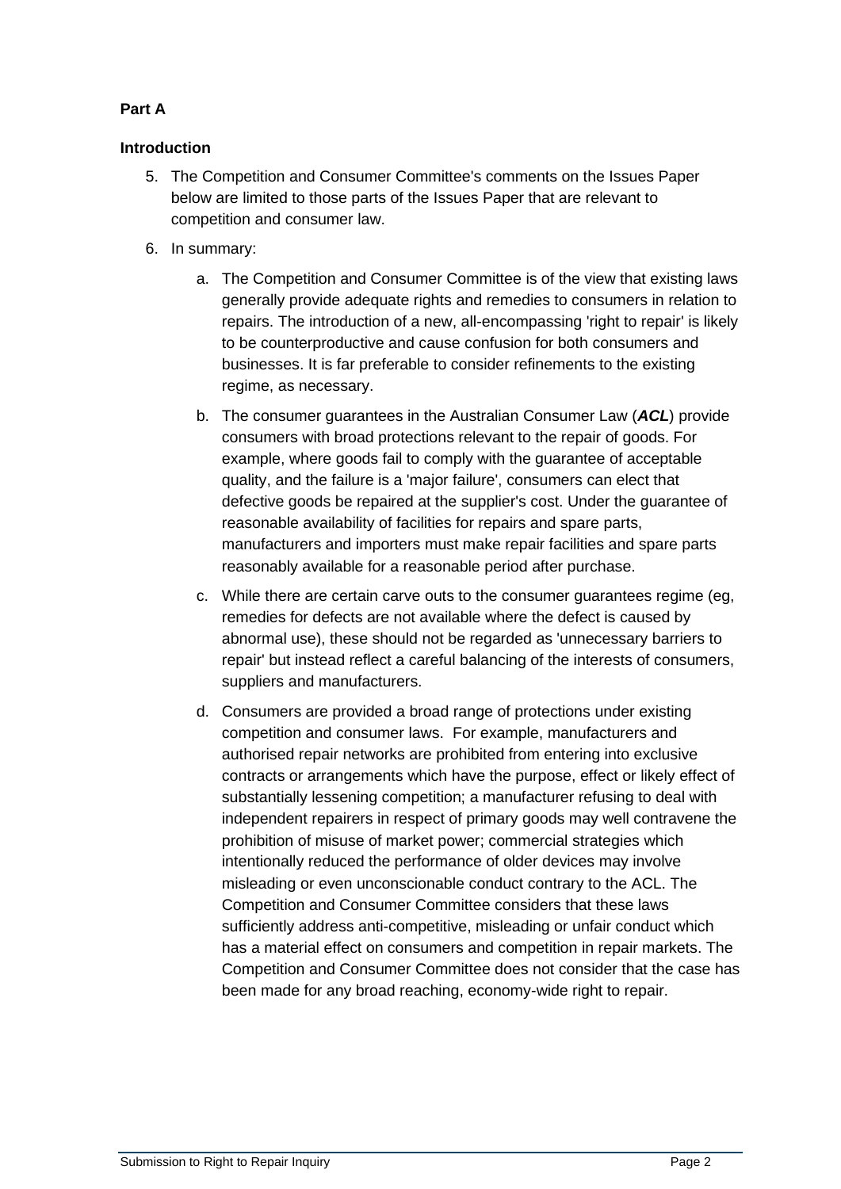**Part A**

**Introduction**

5. The Competition and Consumer Committee's comments on the Issues Paper below are limited to those parts of the Issues Paper that are relevant to competition and consumer law.

6. In summary:

   a. The Competition and Consumer Committee is of the view that existing laws generally provide adequate rights and remedies to consumers in relation to repairs. The introduction of a new, all-encompassing 'right to repair' is likely to be counterproductive and cause confusion for both consumers and businesses. It is far preferable to consider refinements to the existing regime, as necessary.

   b. The consumer guarantees in the Australian Consumer Law (***ACL***) provide consumers with broad protections relevant to the repair of goods. For example, where goods fail to comply with the guarantee of acceptable quality, and the failure is a 'major failure', consumers can elect that defective goods be repaired at the supplier's cost. Under the guarantee of reasonable availability of facilities for repairs and spare parts, manufacturers and importers must make repair facilities and spare parts reasonably available for a reasonable period after purchase.

   c. While there are certain carve outs to the consumer guarantees regime (eg, remedies for defects are not available where the defect is caused by abnormal use), these should not be regarded as 'unnecessary barriers to repair' but instead reflect a careful balancing of the interests of consumers, suppliers and manufacturers.

   d. Consumers are provided a broad range of protections under existing competition and consumer laws. For example, manufacturers and authorised repair networks are prohibited from entering into exclusive contracts or arrangements which have the purpose, effect or likely effect of substantially lessening competition; a manufacturer refusing to deal with independent repairers in respect of primary goods may well contravene the prohibition of misuse of market power; commercial strategies which intentionally reduced the performance of older devices may involve misleading or even unconscionable conduct contrary to the ACL. The Competition and Consumer Committee considers that these laws sufficiently address anti-competitive, misleading or unfair conduct which has a material effect on consumers and competition in repair markets. The Competition and Consumer Committee does not consider that the case has been made for any broad reaching, economy-wide right to repair.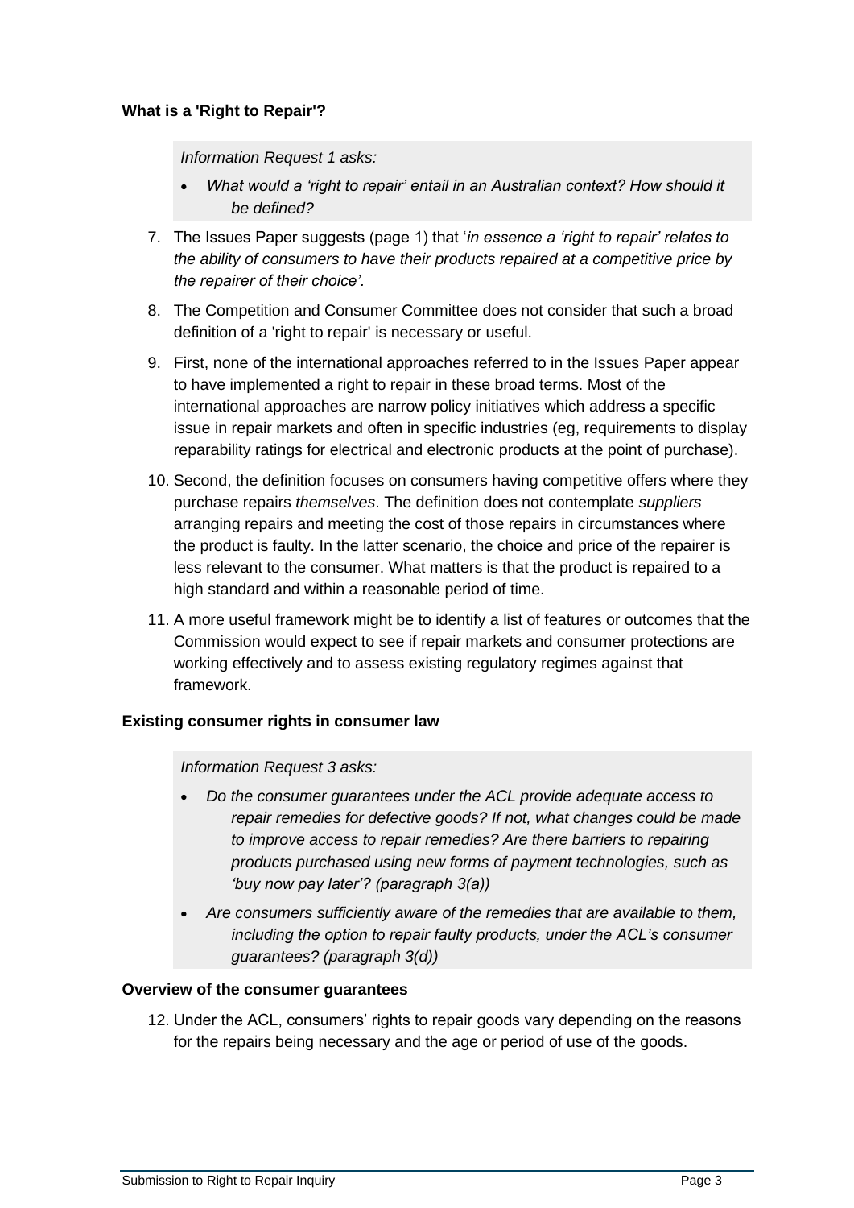**What is a 'Right to Repair'?**

*Information Request 1 asks:*

- *What would a 'right to repair' entail in an Australian context? How should it be defined?*

7. The Issues Paper suggests (page 1) that '*in essence a 'right to repair' relates to the ability of consumers to have their products repaired at a competitive price by the repairer of their choice'*.

8. The Competition and Consumer Committee does not consider that such a broad definition of a 'right to repair' is necessary or useful.

9. First, none of the international approaches referred to in the Issues Paper appear to have implemented a right to repair in these broad terms. Most of the international approaches are narrow policy initiatives which address a specific issue in repair markets and often in specific industries (eg, requirements to display reparability ratings for electrical and electronic products at the point of purchase).

10. Second, the definition focuses on consumers having competitive offers where they purchase repairs *themselves*. The definition does not contemplate *suppliers* arranging repairs and meeting the cost of those repairs in circumstances where the product is faulty. In the latter scenario, the choice and price of the repairer is less relevant to the consumer. What matters is that the product is repaired to a high standard and within a reasonable period of time.

11. A more useful framework might be to identify a list of features or outcomes that the Commission would expect to see if repair markets and consumer protections are working effectively and to assess existing regulatory regimes against that framework.

**Existing consumer rights in consumer law**

*Information Request 3 asks:*

- *Do the consumer guarantees under the ACL provide adequate access to repair remedies for defective goods? If not, what changes could be made to improve access to repair remedies? Are there barriers to repairing products purchased using new forms of payment technologies, such as 'buy now pay later'? (paragraph 3(a))*
- *Are consumers sufficiently aware of the remedies that are available to them, including the option to repair faulty products, under the ACL's consumer guarantees? (paragraph 3(d))*

**Overview of the consumer guarantees**

12. Under the ACL, consumers' rights to repair goods vary depending on the reasons for the repairs being necessary and the age or period of use of the goods.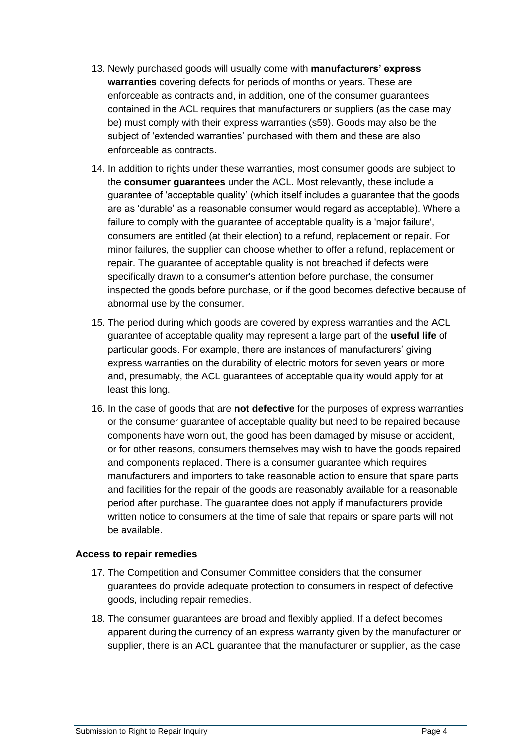13. Newly purchased goods will usually come with **manufacturers' express warranties** covering defects for periods of months or years. These are enforceable as contracts and, in addition, one of the consumer guarantees contained in the ACL requires that manufacturers or suppliers (as the case may be) must comply with their express warranties (s59). Goods may also be the subject of 'extended warranties' purchased with them and these are also enforceable as contracts.

14. In addition to rights under these warranties, most consumer goods are subject to the **consumer guarantees** under the ACL. Most relevantly, these include a guarantee of 'acceptable quality' (which itself includes a guarantee that the goods are as 'durable' as a reasonable consumer would regard as acceptable). Where a failure to comply with the guarantee of acceptable quality is a 'major failure', consumers are entitled (at their election) to a refund, replacement or repair. For minor failures, the supplier can choose whether to offer a refund, replacement or repair. The guarantee of acceptable quality is not breached if defects were specifically drawn to a consumer's attention before purchase, the consumer inspected the goods before purchase, or if the good becomes defective because of abnormal use by the consumer.

15. The period during which goods are covered by express warranties and the ACL guarantee of acceptable quality may represent a large part of the **useful life** of particular goods. For example, there are instances of manufacturers' giving express warranties on the durability of electric motors for seven years or more and, presumably, the ACL guarantees of acceptable quality would apply for at least this long.

16. In the case of goods that are **not defective** for the purposes of express warranties or the consumer guarantee of acceptable quality but need to be repaired because components have worn out, the good has been damaged by misuse or accident, or for other reasons, consumers themselves may wish to have the goods repaired and components replaced. There is a consumer guarantee which requires manufacturers and importers to take reasonable action to ensure that spare parts and facilities for the repair of the goods are reasonably available for a reasonable period after purchase. The guarantee does not apply if manufacturers provide written notice to consumers at the time of sale that repairs or spare parts will not be available.

### Access to repair remedies

17. The Competition and Consumer Committee considers that the consumer guarantees do provide adequate protection to consumers in respect of defective goods, including repair remedies.

18. The consumer guarantees are broad and flexibly applied. If a defect becomes apparent during the currency of an express warranty given by the manufacturer or supplier, there is an ACL guarantee that the manufacturer or supplier, as the case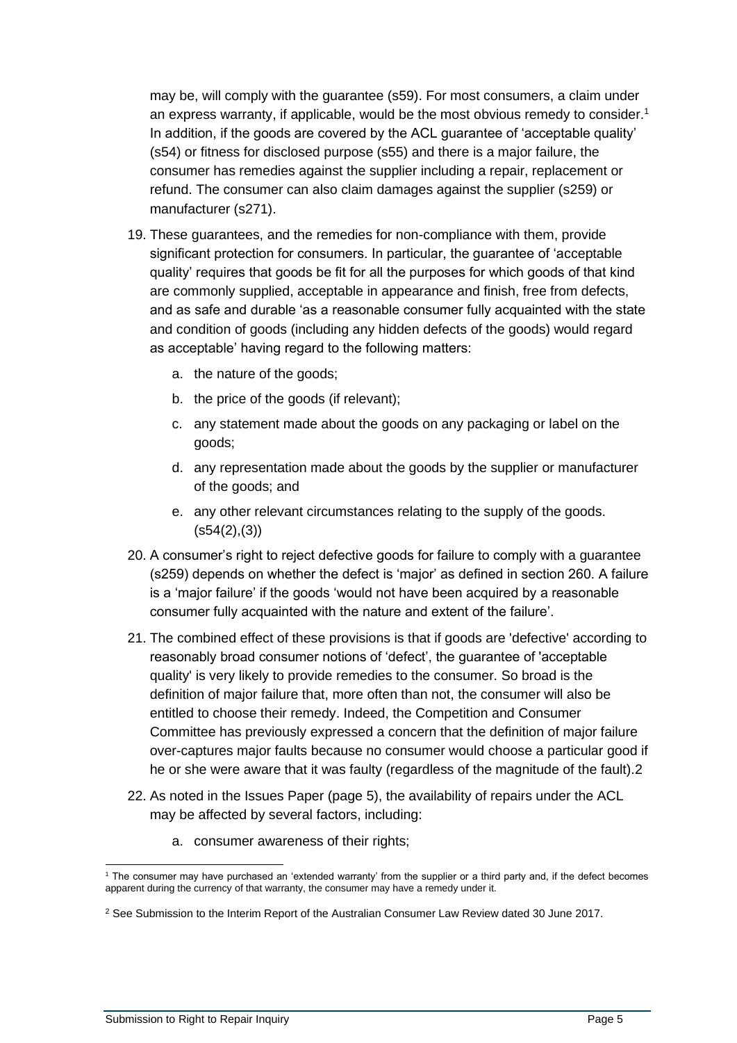may be, will comply with the guarantee (s59). For most consumers, a claim under an express warranty, if applicable, would be the most obvious remedy to consider.[1] In addition, if the goods are covered by the ACL guarantee of 'acceptable quality' (s54) or fitness for disclosed purpose (s55) and there is a major failure, the consumer has remedies against the supplier including a repair, replacement or refund. The consumer can also claim damages against the supplier (s259) or manufacturer (s271).

19. These guarantees, and the remedies for non-compliance with them, provide significant protection for consumers. In particular, the guarantee of 'acceptable quality' requires that goods be fit for all the purposes for which goods of that kind are commonly supplied, acceptable in appearance and finish, free from defects, and as safe and durable 'as a reasonable consumer fully acquainted with the state and condition of goods (including any hidden defects of the goods) would regard as acceptable' having regard to the following matters:
    a. the nature of the goods;
    b. the price of the goods (if relevant);
    c. any statement made about the goods on any packaging or label on the goods;
    d. any representation made about the goods by the supplier or manufacturer of the goods; and
    e. any other relevant circumstances relating to the supply of the goods. (s54(2),(3))

20. A consumer's right to reject defective goods for failure to comply with a guarantee (s259) depends on whether the defect is 'major' as defined in section 260. A failure is a 'major failure' if the goods 'would not have been acquired by a reasonable consumer fully acquainted with the nature and extent of the failure'.

21. The combined effect of these provisions is that if goods are 'defective' according to reasonably broad consumer notions of 'defect', the guarantee of 'acceptable quality' is very likely to provide remedies to the consumer. So broad is the definition of major failure that, more often than not, the consumer will also be entitled to choose their remedy. Indeed, the Competition and Consumer Committee has previously expressed a concern that the definition of major failure over-captures major faults because no consumer would choose a particular good if he or she were aware that it was faulty (regardless of the magnitude of the fault).2

22. As noted in the Issues Paper (page 5), the availability of repairs under the ACL may be affected by several factors, including:
    a. consumer awareness of their rights;

---

[1] The consumer may have purchased an 'extended warranty' from the supplier or a third party and, if the defect becomes apparent during the currency of that warranty, the consumer may have a remedy under it.

[2] See Submission to the Interim Report of the Australian Consumer Law Review dated 30 June 2017.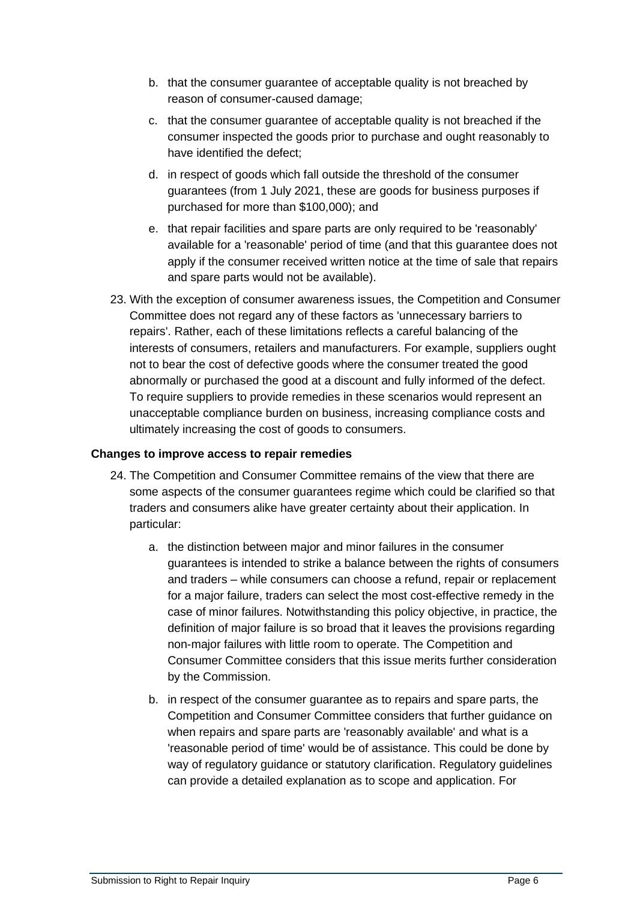b. that the consumer guarantee of acceptable quality is not breached by reason of consumer-caused damage;

c. that the consumer guarantee of acceptable quality is not breached if the consumer inspected the goods prior to purchase and ought reasonably to have identified the defect;

d. in respect of goods which fall outside the threshold of the consumer guarantees (from 1 July 2021, these are goods for business purposes if purchased for more than $100,000); and

e. that repair facilities and spare parts are only required to be 'reasonably' available for a 'reasonable' period of time (and that this guarantee does not apply if the consumer received written notice at the time of sale that repairs and spare parts would not be available).

23. With the exception of consumer awareness issues, the Competition and Consumer Committee does not regard any of these factors as 'unnecessary barriers to repairs'. Rather, each of these limitations reflects a careful balancing of the interests of consumers, retailers and manufacturers. For example, suppliers ought not to bear the cost of defective goods where the consumer treated the good abnormally or purchased the good at a discount and fully informed of the defect. To require suppliers to provide remedies in these scenarios would represent an unacceptable compliance burden on business, increasing compliance costs and ultimately increasing the cost of goods to consumers.

**Changes to improve access to repair remedies**

24. The Competition and Consumer Committee remains of the view that there are some aspects of the consumer guarantees regime which could be clarified so that traders and consumers alike have greater certainty about their application. In particular:

    a. the distinction between major and minor failures in the consumer guarantees is intended to strike a balance between the rights of consumers and traders – while consumers can choose a refund, repair or replacement for a major failure, traders can select the most cost-effective remedy in the case of minor failures. Notwithstanding this policy objective, in practice, the definition of major failure is so broad that it leaves the provisions regarding non-major failures with little room to operate. The Competition and Consumer Committee considers that this issue merits further consideration by the Commission.

    b. in respect of the consumer guarantee as to repairs and spare parts, the Competition and Consumer Committee considers that further guidance on when repairs and spare parts are 'reasonably available' and what is a 'reasonable period of time' would be of assistance. This could be done by way of regulatory guidance or statutory clarification. Regulatory guidelines can provide a detailed explanation as to scope and application. For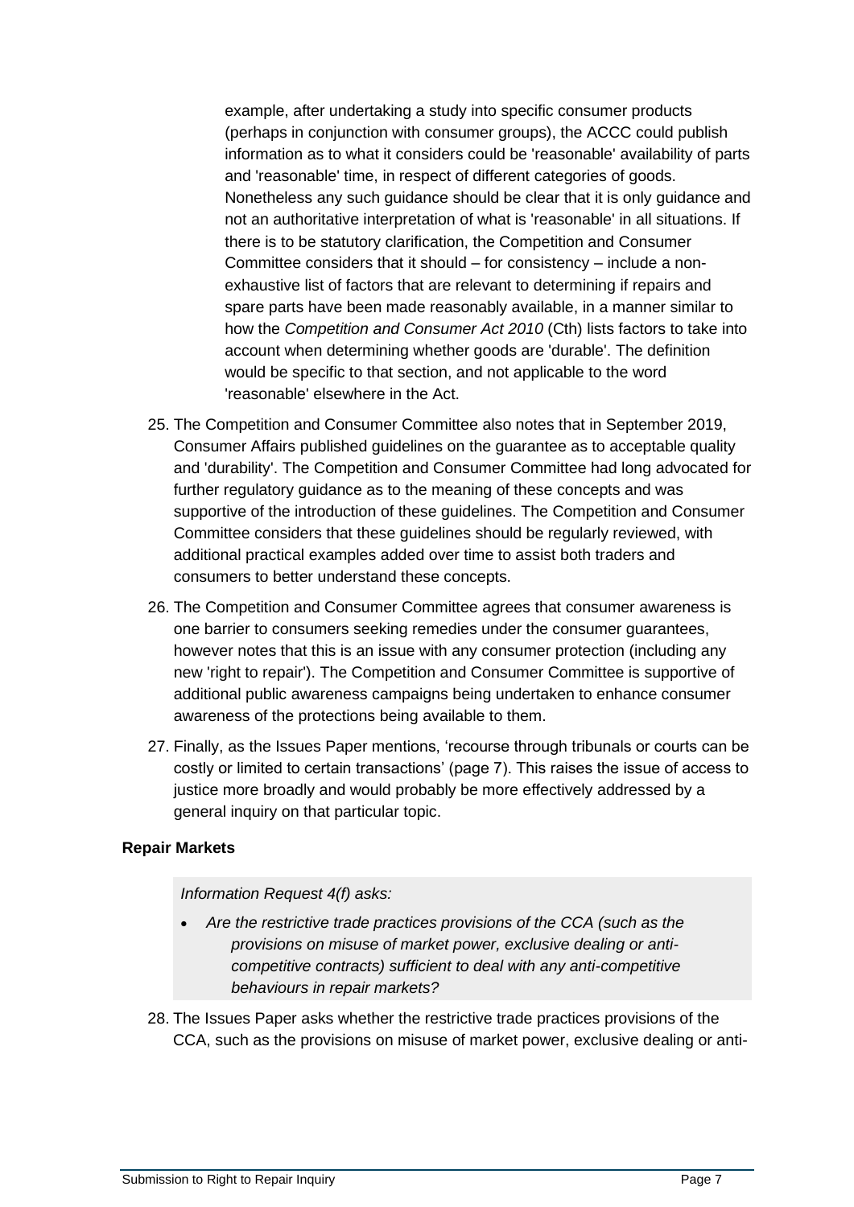example, after undertaking a study into specific consumer products (perhaps in conjunction with consumer groups), the ACCC could publish information as to what it considers could be 'reasonable' availability of parts and 'reasonable' time, in respect of different categories of goods. Nonetheless any such guidance should be clear that it is only guidance and not an authoritative interpretation of what is 'reasonable' in all situations. If there is to be statutory clarification, the Competition and Consumer Committee considers that it should – for consistency – include a non-exhaustive list of factors that are relevant to determining if repairs and spare parts have been made reasonably available, in a manner similar to how the *Competition and Consumer Act 2010* (Cth) lists factors to take into account when determining whether goods are 'durable'. The definition would be specific to that section, and not applicable to the word 'reasonable' elsewhere in the Act.

25. The Competition and Consumer Committee also notes that in September 2019, Consumer Affairs published guidelines on the guarantee as to acceptable quality and 'durability'. The Competition and Consumer Committee had long advocated for further regulatory guidance as to the meaning of these concepts and was supportive of the introduction of these guidelines. The Competition and Consumer Committee considers that these guidelines should be regularly reviewed, with additional practical examples added over time to assist both traders and consumers to better understand these concepts.

26. The Competition and Consumer Committee agrees that consumer awareness is one barrier to consumers seeking remedies under the consumer guarantees, however notes that this is an issue with any consumer protection (including any new 'right to repair'). The Competition and Consumer Committee is supportive of additional public awareness campaigns being undertaken to enhance consumer awareness of the protections being available to them.

27. Finally, as the Issues Paper mentions, 'recourse through tribunals or courts can be costly or limited to certain transactions' (page 7). This raises the issue of access to justice more broadly and would probably be more effectively addressed by a general inquiry on that particular topic.

**Repair Markets**

> *Information Request 4(f) asks:*
>
> - *Are the restrictive trade practices provisions of the CCA (such as the provisions on misuse of market power, exclusive dealing or anti-competitive contracts) sufficient to deal with any anti-competitive behaviours in repair markets?*

28. The Issues Paper asks whether the restrictive trade practices provisions of the CCA, such as the provisions on misuse of market power, exclusive dealing or anti-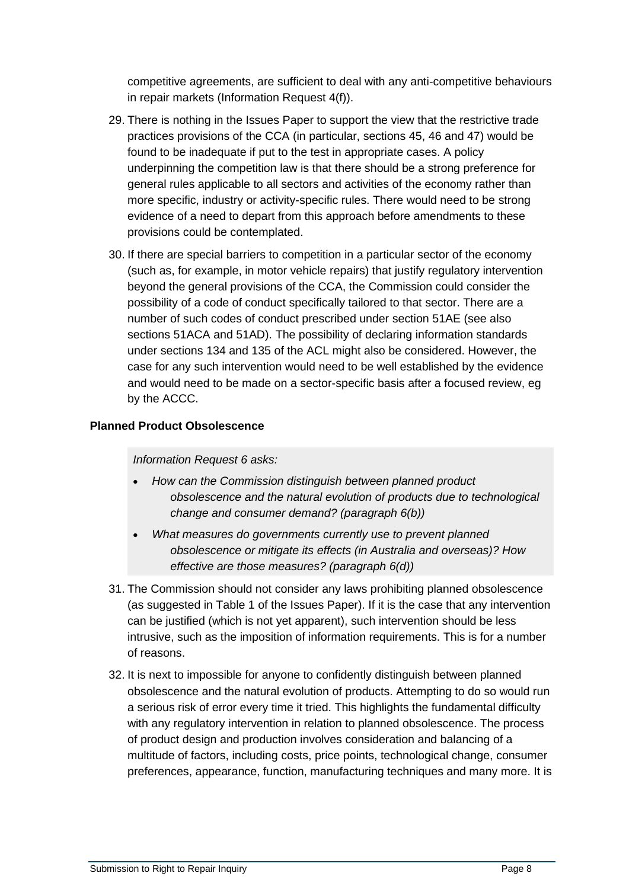competitive agreements, are sufficient to deal with any anti-competitive behaviours in repair markets (Information Request 4(f)).

29. There is nothing in the Issues Paper to support the view that the restrictive trade practices provisions of the CCA (in particular, sections 45, 46 and 47) would be found to be inadequate if put to the test in appropriate cases. A policy underpinning the competition law is that there should be a strong preference for general rules applicable to all sectors and activities of the economy rather than more specific, industry or activity-specific rules. There would need to be strong evidence of a need to depart from this approach before amendments to these provisions could be contemplated.

30. If there are special barriers to competition in a particular sector of the economy (such as, for example, in motor vehicle repairs) that justify regulatory intervention beyond the general provisions of the CCA, the Commission could consider the possibility of a code of conduct specifically tailored to that sector. There are a number of such codes of conduct prescribed under section 51AE (see also sections 51ACA and 51AD). The possibility of declaring information standards under sections 134 and 135 of the ACL might also be considered. However, the case for any such intervention would need to be well established by the evidence and would need to be made on a sector-specific basis after a focused review, eg by the ACCC.

**Planned Product Obsolescence**

> *Information Request 6 asks:*
>
> - *How can the Commission distinguish between planned product obsolescence and the natural evolution of products due to technological change and consumer demand? (paragraph 6(b))*
> - *What measures do governments currently use to prevent planned obsolescence or mitigate its effects (in Australia and overseas)? How effective are those measures? (paragraph 6(d))*

31. The Commission should not consider any laws prohibiting planned obsolescence (as suggested in Table 1 of the Issues Paper). If it is the case that any intervention can be justified (which is not yet apparent), such intervention should be less intrusive, such as the imposition of information requirements. This is for a number of reasons.

32. It is next to impossible for anyone to confidently distinguish between planned obsolescence and the natural evolution of products. Attempting to do so would run a serious risk of error every time it tried. This highlights the fundamental difficulty with any regulatory intervention in relation to planned obsolescence. The process of product design and production involves consideration and balancing of a multitude of factors, including costs, price points, technological change, consumer preferences, appearance, function, manufacturing techniques and many more. It is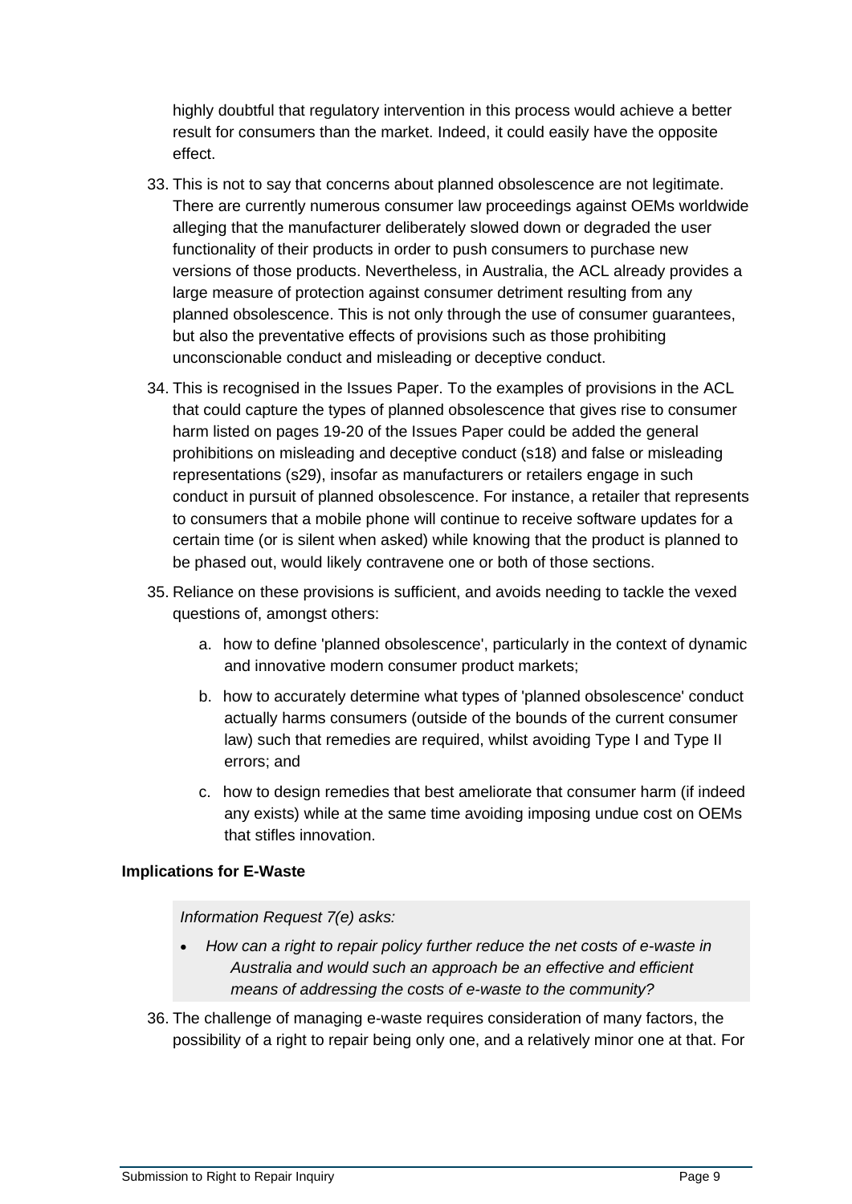highly doubtful that regulatory intervention in this process would achieve a better result for consumers than the market. Indeed, it could easily have the opposite effect.

33. This is not to say that concerns about planned obsolescence are not legitimate. There are currently numerous consumer law proceedings against OEMs worldwide alleging that the manufacturer deliberately slowed down or degraded the user functionality of their products in order to push consumers to purchase new versions of those products. Nevertheless, in Australia, the ACL already provides a large measure of protection against consumer detriment resulting from any planned obsolescence. This is not only through the use of consumer guarantees, but also the preventative effects of provisions such as those prohibiting unconscionable conduct and misleading or deceptive conduct.

34. This is recognised in the Issues Paper. To the examples of provisions in the ACL that could capture the types of planned obsolescence that gives rise to consumer harm listed on pages 19-20 of the Issues Paper could be added the general prohibitions on misleading and deceptive conduct (s18) and false or misleading representations (s29), insofar as manufacturers or retailers engage in such conduct in pursuit of planned obsolescence. For instance, a retailer that represents to consumers that a mobile phone will continue to receive software updates for a certain time (or is silent when asked) while knowing that the product is planned to be phased out, would likely contravene one or both of those sections.

35. Reliance on these provisions is sufficient, and avoids needing to tackle the vexed questions of, amongst others:

    a. how to define 'planned obsolescence', particularly in the context of dynamic and innovative modern consumer product markets;

    b. how to accurately determine what types of 'planned obsolescence' conduct actually harms consumers (outside of the bounds of the current consumer law) such that remedies are required, whilst avoiding Type I and Type II errors; and

    c. how to design remedies that best ameliorate that consumer harm (if indeed any exists) while at the same time avoiding imposing undue cost on OEMs that stifles innovation.

**Implications for E-Waste**

> *Information Request 7(e) asks:*
>
> - *How can a right to repair policy further reduce the net costs of e-waste in Australia and would such an approach be an effective and efficient means of addressing the costs of e-waste to the community?*

36. The challenge of managing e-waste requires consideration of many factors, the possibility of a right to repair being only one, and a relatively minor one at that. For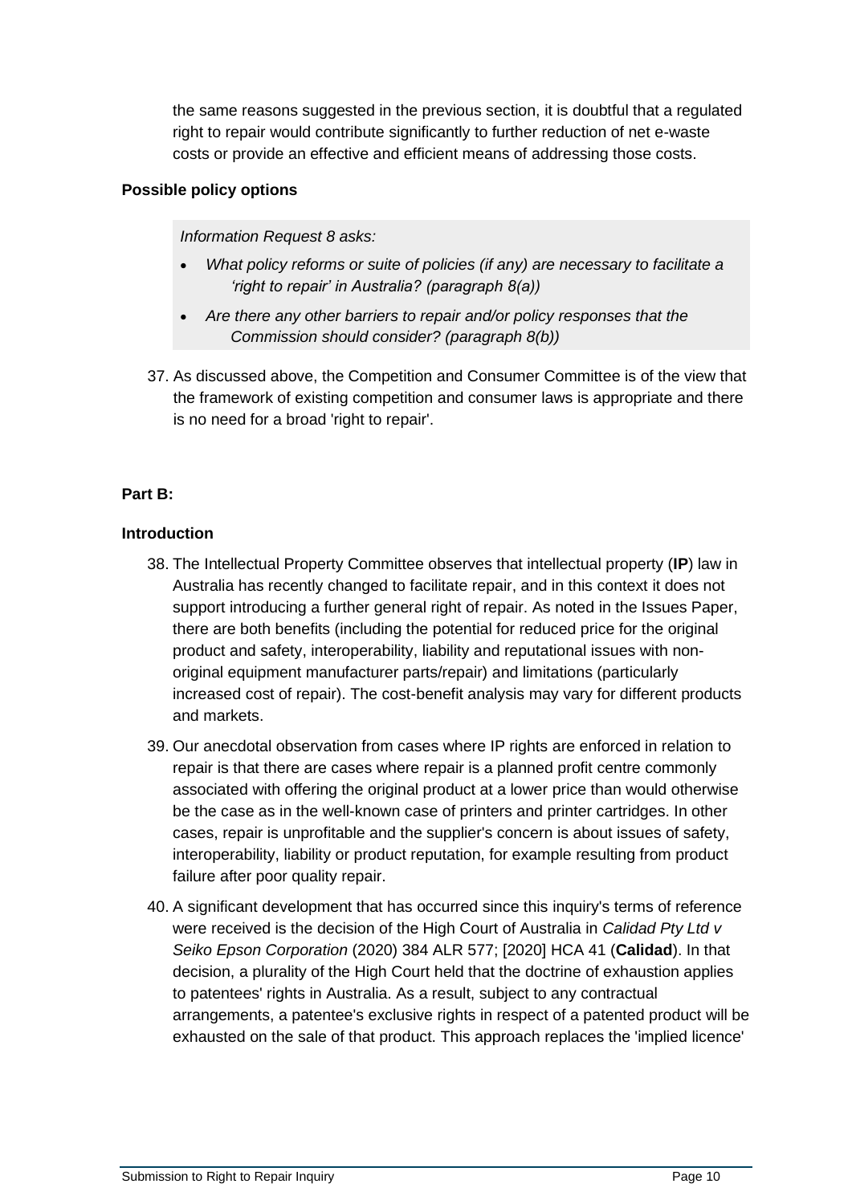the same reasons suggested in the previous section, it is doubtful that a regulated right to repair would contribute significantly to further reduction of net e-waste costs or provide an effective and efficient means of addressing those costs.

**Possible policy options**

> *Information Request 8 asks:*
>
> - *What policy reforms or suite of policies (if any) are necessary to facilitate a 'right to repair' in Australia? (paragraph 8(a))*
> - *Are there any other barriers to repair and/or policy responses that the Commission should consider? (paragraph 8(b))*

37. As discussed above, the Competition and Consumer Committee is of the view that the framework of existing competition and consumer laws is appropriate and there is no need for a broad 'right to repair'.

**Part B:**

**Introduction**

38. The Intellectual Property Committee observes that intellectual property (**IP**) law in Australia has recently changed to facilitate repair, and in this context it does not support introducing a further general right of repair. As noted in the Issues Paper, there are both benefits (including the potential for reduced price for the original product and safety, interoperability, liability and reputational issues with non-original equipment manufacturer parts/repair) and limitations (particularly increased cost of repair). The cost-benefit analysis may vary for different products and markets.

39. Our anecdotal observation from cases where IP rights are enforced in relation to repair is that there are cases where repair is a planned profit centre commonly associated with offering the original product at a lower price than would otherwise be the case as in the well-known case of printers and printer cartridges. In other cases, repair is unprofitable and the supplier's concern is about issues of safety, interoperability, liability or product reputation, for example resulting from product failure after poor quality repair.

40. A significant development that has occurred since this inquiry's terms of reference were received is the decision of the High Court of Australia in *Calidad Pty Ltd v Seiko Epson Corporation* (2020) 384 ALR 577; [2020] HCA 41 (**Calidad**). In that decision, a plurality of the High Court held that the doctrine of exhaustion applies to patentees' rights in Australia. As a result, subject to any contractual arrangements, a patentee's exclusive rights in respect of a patented product will be exhausted on the sale of that product. This approach replaces the 'implied licence'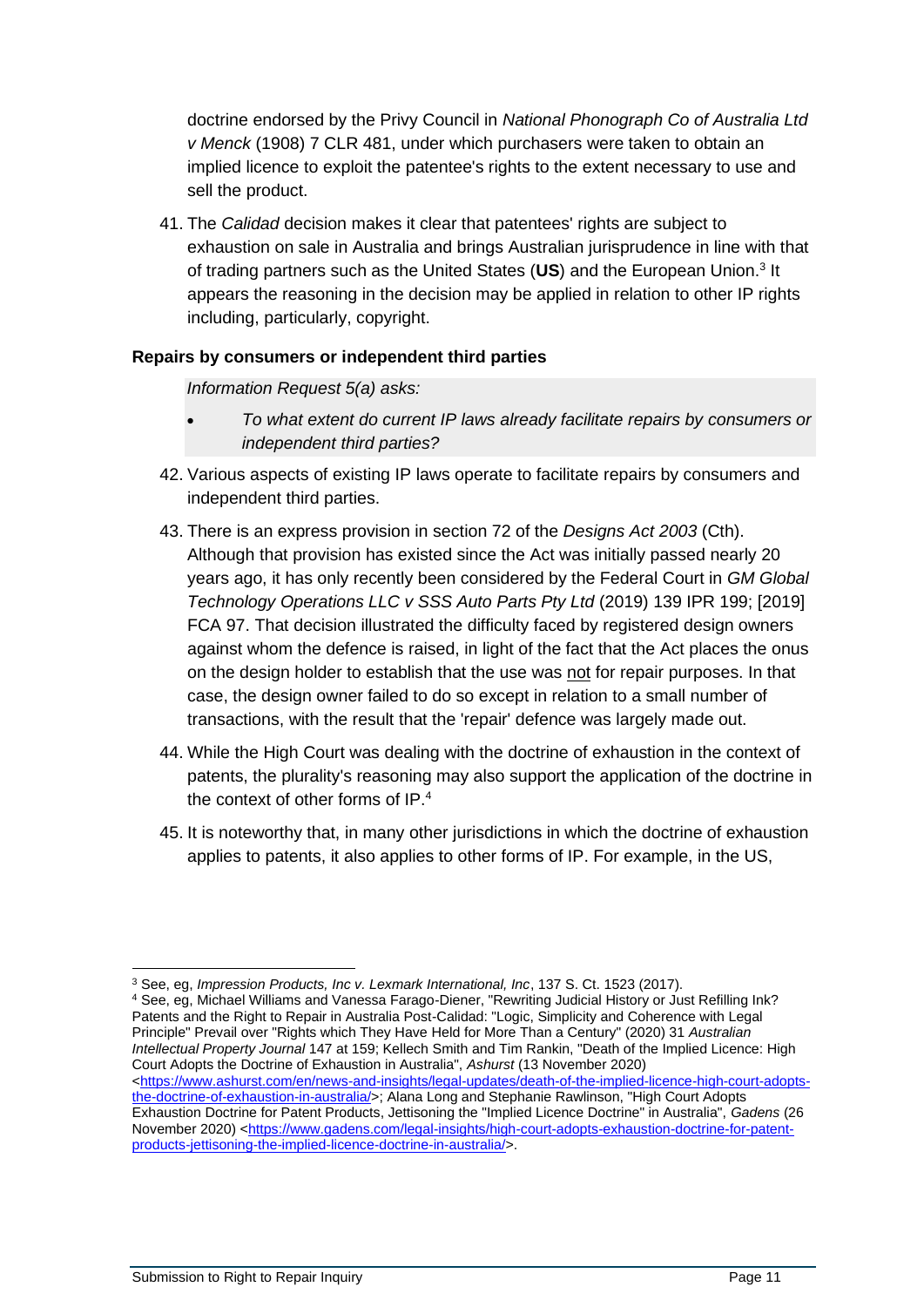doctrine endorsed by the Privy Council in *National Phonograph Co of Australia Ltd v Menck* (1908) 7 CLR 481, under which purchasers were taken to obtain an implied licence to exploit the patentee's rights to the extent necessary to use and sell the product.

41. The *Calidad* decision makes it clear that patentees' rights are subject to exhaustion on sale in Australia and brings Australian jurisprudence in line with that of trading partners such as the United States (**US**) and the European Union.[3] It appears the reasoning in the decision may be applied in relation to other IP rights including, particularly, copyright.

### Repairs by consumers or independent third parties

> *Information Request 5(a) asks:*
>
> - *To what extent do current IP laws already facilitate repairs by consumers or independent third parties?*

42. Various aspects of existing IP laws operate to facilitate repairs by consumers and independent third parties.

43. There is an express provision in section 72 of the *Designs Act 2003* (Cth). Although that provision has existed since the Act was initially passed nearly 20 years ago, it has only recently been considered by the Federal Court in *GM Global Technology Operations LLC v SSS Auto Parts Pty Ltd* (2019) 139 IPR 199; [2019] FCA 97. That decision illustrated the difficulty faced by registered design owners against whom the defence is raised, in light of the fact that the Act places the onus on the design holder to establish that the use was not for repair purposes. In that case, the design owner failed to do so except in relation to a small number of transactions, with the result that the 'repair' defence was largely made out.

44. While the High Court was dealing with the doctrine of exhaustion in the context of patents, the plurality's reasoning may also support the application of the doctrine in the context of other forms of IP.[4]

45. It is noteworthy that, in many other jurisdictions in which the doctrine of exhaustion applies to patents, it also applies to other forms of IP. For example, in the US,

---

[3] See, eg, *Impression Products, Inc v. Lexmark International, Inc*, 137 S. Ct. 1523 (2017).

[4] See, eg, Michael Williams and Vanessa Farago-Diener, "Rewriting Judicial History or Just Refilling Ink? Patents and the Right to Repair in Australia Post-Calidad: "Logic, Simplicity and Coherence with Legal Principle" Prevail over "Rights which They Have Held for More Than a Century" (2020) 31 *Australian Intellectual Property Journal* 147 at 159; Kellech Smith and Tim Rankin, "Death of the Implied Licence: High Court Adopts the Doctrine of Exhaustion in Australia", *Ashurst* (13 November 2020) <https://www.ashurst.com/en/news-and-insights/legal-updates/death-of-the-implied-licence-high-court-adopts-the-doctrine-of-exhaustion-in-australia/>; Alana Long and Stephanie Rawlinson, "High Court Adopts Exhaustion Doctrine for Patent Products, Jettisoning the "Implied Licence Doctrine" in Australia", *Gadens* (26 November 2020) <https://www.gadens.com/legal-insights/high-court-adopts-exhaustion-doctrine-for-patent-products-jettisoning-the-implied-licence-doctrine-in-australia/>.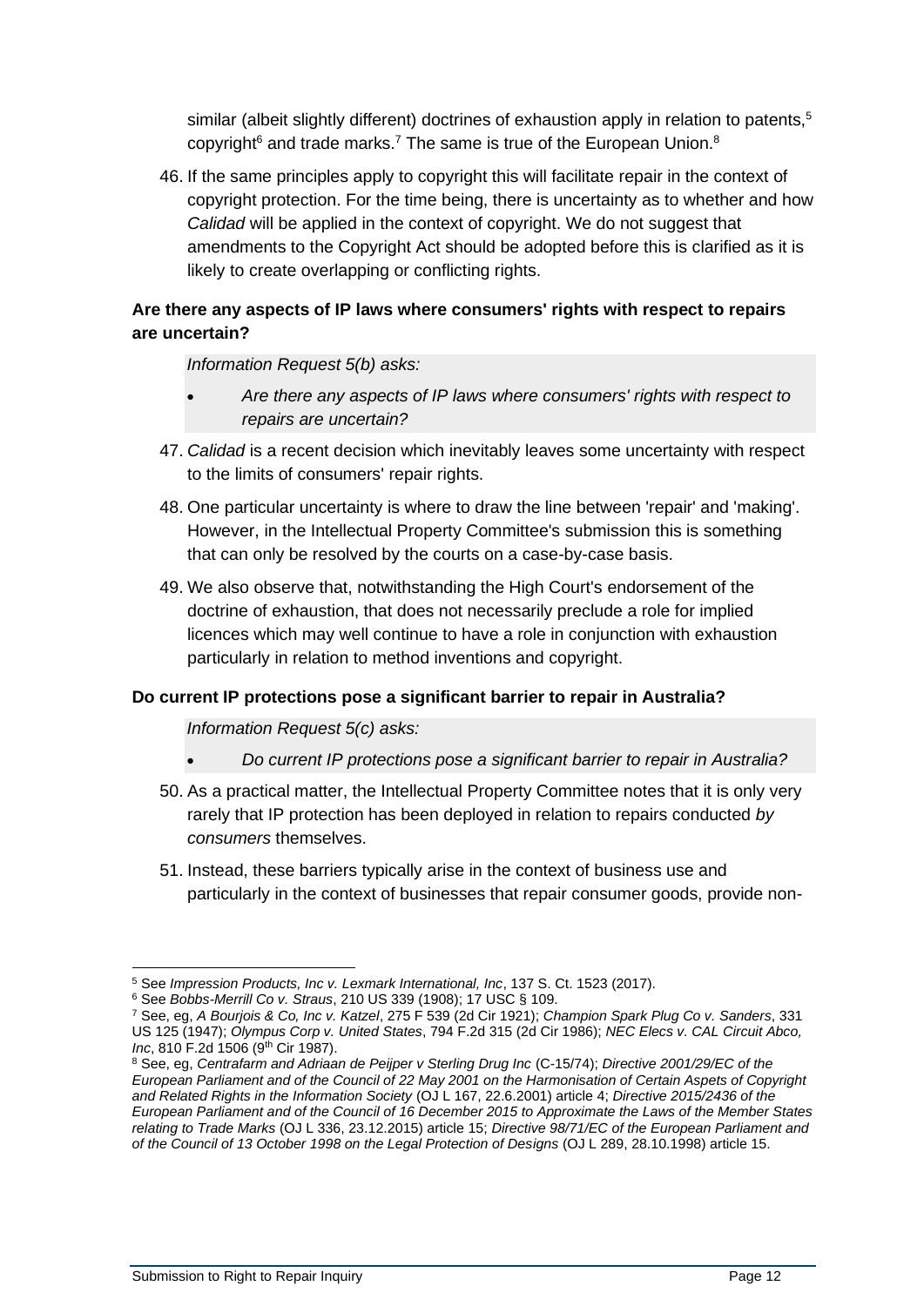similar (albeit slightly different) doctrines of exhaustion apply in relation to patents,[5] copyright[6] and trade marks.[7] The same is true of the European Union.[8]

46. If the same principles apply to copyright this will facilitate repair in the context of copyright protection. For the time being, there is uncertainty as to whether and how *Calidad* will be applied in the context of copyright. We do not suggest that amendments to the Copyright Act should be adopted before this is clarified as it is likely to create overlapping or conflicting rights.

**Are there any aspects of IP laws where consumers' rights with respect to repairs are uncertain?**

> *Information Request 5(b) asks:*
>
> - *Are there any aspects of IP laws where consumers' rights with respect to repairs are uncertain?*

47. *Calidad* is a recent decision which inevitably leaves some uncertainty with respect to the limits of consumers' repair rights.

48. One particular uncertainty is where to draw the line between 'repair' and 'making'. However, in the Intellectual Property Committee's submission this is something that can only be resolved by the courts on a case-by-case basis.

49. We also observe that, notwithstanding the High Court's endorsement of the doctrine of exhaustion, that does not necessarily preclude a role for implied licences which may well continue to have a role in conjunction with exhaustion particularly in relation to method inventions and copyright.

**Do current IP protections pose a significant barrier to repair in Australia?**

> *Information Request 5(c) asks:*
>
> - *Do current IP protections pose a significant barrier to repair in Australia?*

50. As a practical matter, the Intellectual Property Committee notes that it is only very rarely that IP protection has been deployed in relation to repairs conducted *by consumers* themselves.

51. Instead, these barriers typically arise in the context of business use and particularly in the context of businesses that repair consumer goods, provide non-

---

[5] See *Impression Products, Inc v. Lexmark International, Inc*, 137 S. Ct. 1523 (2017).

[6] See *Bobbs-Merrill Co v. Straus*, 210 US 339 (1908); 17 USC § 109.

[7] See, eg, *A Bourjois & Co, Inc v. Katzel*, 275 F 539 (2d Cir 1921); *Champion Spark Plug Co v. Sanders*, 331 US 125 (1947); *Olympus Corp v. United States*, 794 F.2d 315 (2d Cir 1986); *NEC Elecs v. CAL Circuit Abco, Inc*, 810 F.2d 1506 (9th Cir 1987).

[8] See, eg, *Centrafarm and Adriaan de Peijper v Sterling Drug Inc* (C-15/74); *Directive 2001/29/EC of the European Parliament and of the Council of 22 May 2001 on the Harmonisation of Certain Aspects of Copyright and Related Rights in the Information Society* (OJ L 167, 22.6.2001) article 4; *Directive 2015/2436 of the European Parliament and of the Council of 16 December 2015 to Approximate the Laws of the Member States relating to Trade Marks* (OJ L 336, 23.12.2015) article 15; *Directive 98/71/EC of the European Parliament and of the Council of 13 October 1998 on the Legal Protection of Designs* (OJ L 289, 28.10.1998) article 15.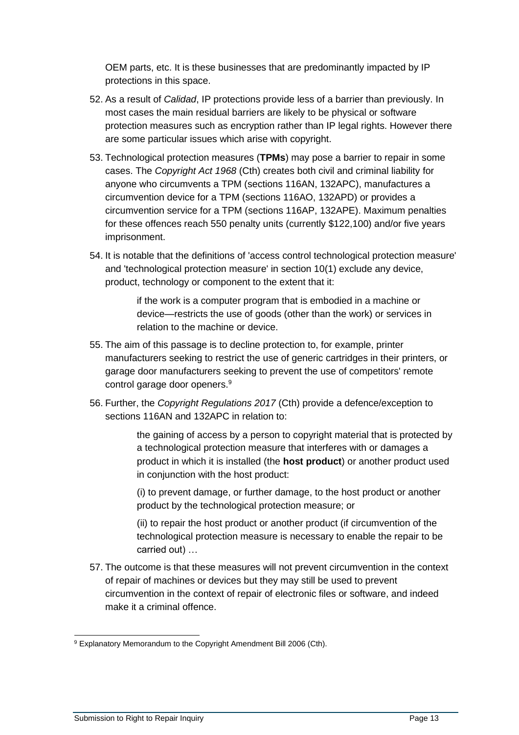OEM parts, etc. It is these businesses that are predominantly impacted by IP protections in this space.

52. As a result of *Calidad*, IP protections provide less of a barrier than previously. In most cases the main residual barriers are likely to be physical or software protection measures such as encryption rather than IP legal rights. However there are some particular issues which arise with copyright.

53. Technological protection measures (**TPMs**) may pose a barrier to repair in some cases. The *Copyright Act 1968* (Cth) creates both civil and criminal liability for anyone who circumvents a TPM (sections 116AN, 132APC), manufactures a circumvention device for a TPM (sections 116AO, 132APD) or provides a circumvention service for a TPM (sections 116AP, 132APE). Maximum penalties for these offences reach 550 penalty units (currently $122,100) and/or five years imprisonment.

54. It is notable that the definitions of 'access control technological protection measure' and 'technological protection measure' in section 10(1) exclude any device, product, technology or component to the extent that it:

> if the work is a computer program that is embodied in a machine or device—restricts the use of goods (other than the work) or services in relation to the machine or device.

55. The aim of this passage is to decline protection to, for example, printer manufacturers seeking to restrict the use of generic cartridges in their printers, or garage door manufacturers seeking to prevent the use of competitors' remote control garage door openers.[9]

56. Further, the *Copyright Regulations 2017* (Cth) provide a defence/exception to sections 116AN and 132APC in relation to:

> the gaining of access by a person to copyright material that is protected by a technological protection measure that interferes with or damages a product in which it is installed (the **host product**) or another product used in conjunction with the host product:
>
> (i) to prevent damage, or further damage, to the host product or another product by the technological protection measure; or
>
> (ii) to repair the host product or another product (if circumvention of the technological protection measure is necessary to enable the repair to be carried out) …

57. The outcome is that these measures will not prevent circumvention in the context of repair of machines or devices but they may still be used to prevent circumvention in the context of repair of electronic files or software, and indeed make it a criminal offence.

---

[9] Explanatory Memorandum to the Copyright Amendment Bill 2006 (Cth).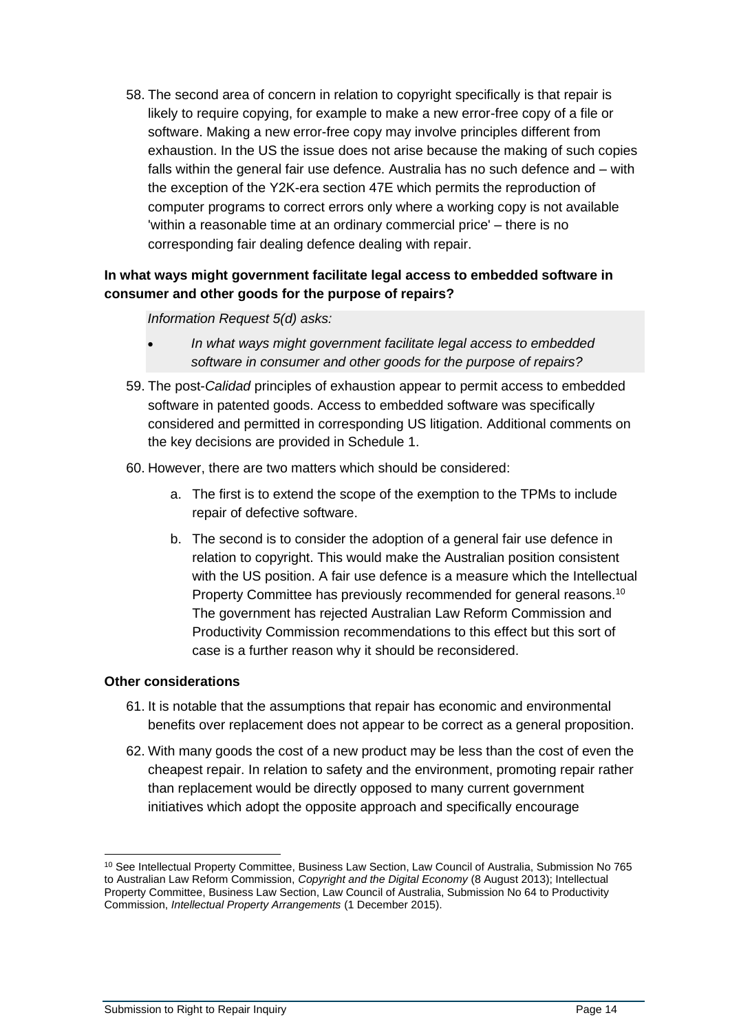58. The second area of concern in relation to copyright specifically is that repair is likely to require copying, for example to make a new error-free copy of a file or software. Making a new error-free copy may involve principles different from exhaustion. In the US the issue does not arise because the making of such copies falls within the general fair use defence. Australia has no such defence and – with the exception of the Y2K-era section 47E which permits the reproduction of computer programs to correct errors only where a working copy is not available 'within a reasonable time at an ordinary commercial price' – there is no corresponding fair dealing defence dealing with repair.

**In what ways might government facilitate legal access to embedded software in consumer and other goods for the purpose of repairs?**

> *Information Request 5(d) asks:*
>
> - *In what ways might government facilitate legal access to embedded software in consumer and other goods for the purpose of repairs?*

59. The post-*Calidad* principles of exhaustion appear to permit access to embedded software in patented goods. Access to embedded software was specifically considered and permitted in corresponding US litigation. Additional comments on the key decisions are provided in Schedule 1.

60. However, there are two matters which should be considered:

    a. The first is to extend the scope of the exemption to the TPMs to include repair of defective software.

    b. The second is to consider the adoption of a general fair use defence in relation to copyright. This would make the Australian position consistent with the US position. A fair use defence is a measure which the Intellectual Property Committee has previously recommended for general reasons.[10] The government has rejected Australian Law Reform Commission and Productivity Commission recommendations to this effect but this sort of case is a further reason why it should be reconsidered.

**Other considerations**

61. It is notable that the assumptions that repair has economic and environmental benefits over replacement does not appear to be correct as a general proposition.

62. With many goods the cost of a new product may be less than the cost of even the cheapest repair. In relation to safety and the environment, promoting repair rather than replacement would be directly opposed to many current government initiatives which adopt the opposite approach and specifically encourage

---

[10] See Intellectual Property Committee, Business Law Section, Law Council of Australia, Submission No 765 to Australian Law Reform Commission, *Copyright and the Digital Economy* (8 August 2013); Intellectual Property Committee, Business Law Section, Law Council of Australia, Submission No 64 to Productivity Commission, *Intellectual Property Arrangements* (1 December 2015).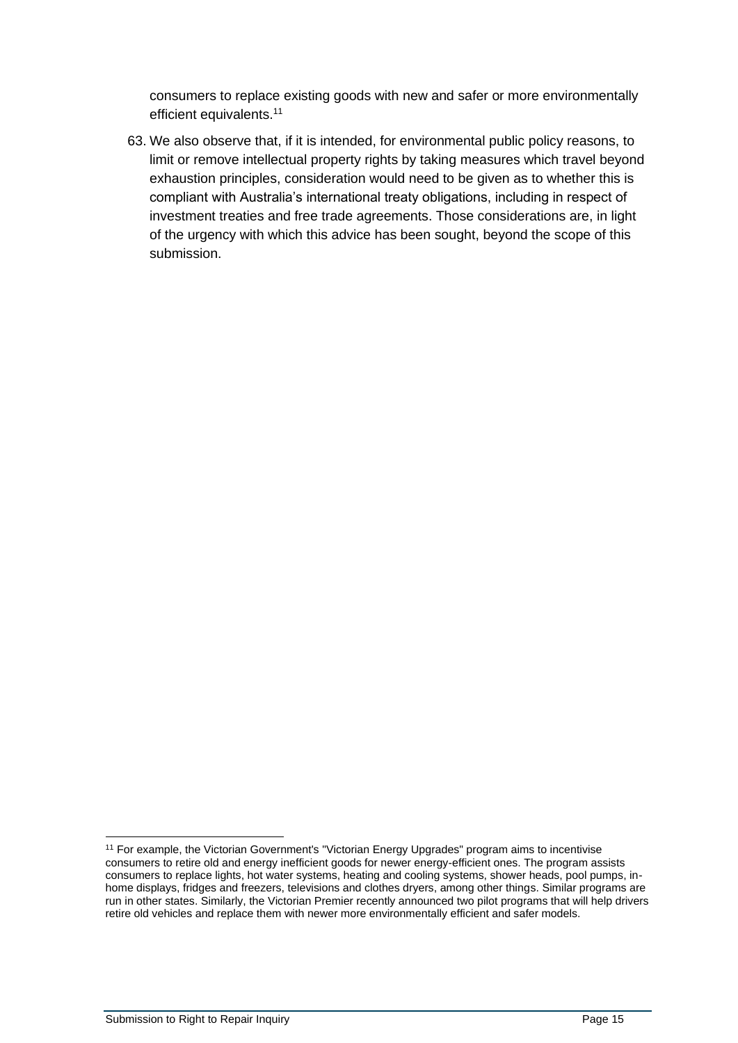consumers to replace existing goods with new and safer or more environmentally efficient equivalents.[11]

63. We also observe that, if it is intended, for environmental public policy reasons, to limit or remove intellectual property rights by taking measures which travel beyond exhaustion principles, consideration would need to be given as to whether this is compliant with Australia's international treaty obligations, including in respect of investment treaties and free trade agreements. Those considerations are, in light of the urgency with which this advice has been sought, beyond the scope of this submission.

[11] For example, the Victorian Government's "Victorian Energy Upgrades" program aims to incentivise consumers to retire old and energy inefficient goods for newer energy-efficient ones. The program assists consumers to replace lights, hot water systems, heating and cooling systems, shower heads, pool pumps, in-home displays, fridges and freezers, televisions and clothes dryers, among other things. Similar programs are run in other states. Similarly, the Victorian Premier recently announced two pilot programs that will help drivers retire old vehicles and replace them with newer more environmentally efficient and safer models.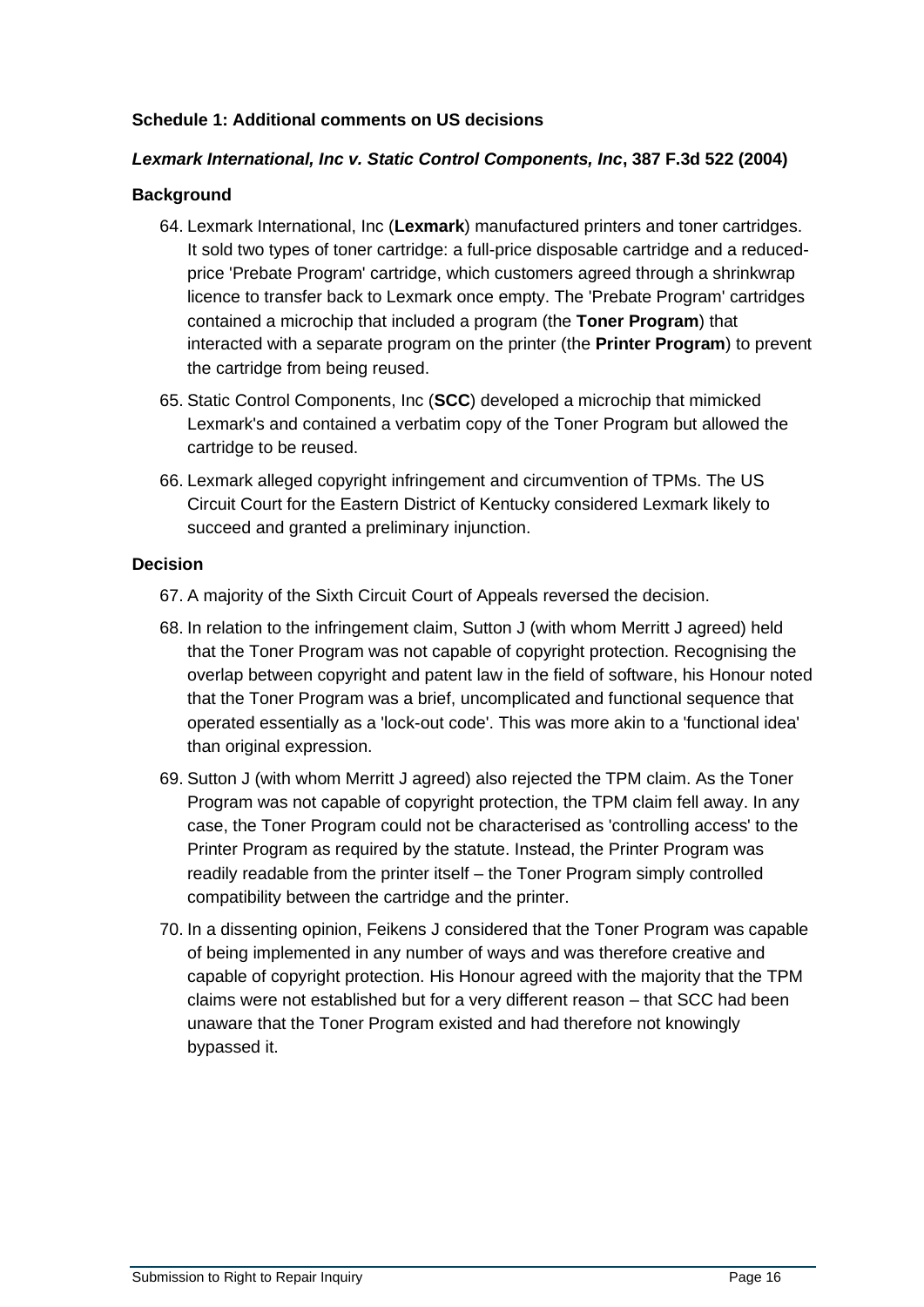## Schedule 1: Additional comments on US decisions

### ***Lexmark International, Inc v. Static Control Components, Inc*, 387 F.3d 522 (2004)**

#### Background

64. Lexmark International, Inc (**Lexmark**) manufactured printers and toner cartridges. It sold two types of toner cartridge: a full-price disposable cartridge and a reduced-price 'Prebate Program' cartridge, which customers agreed through a shrinkwrap licence to transfer back to Lexmark once empty. The 'Prebate Program' cartridges contained a microchip that included a program (the **Toner Program**) that interacted with a separate program on the printer (the **Printer Program**) to prevent the cartridge from being reused.
65. Static Control Components, Inc (**SCC**) developed a microchip that mimicked Lexmark's and contained a verbatim copy of the Toner Program but allowed the cartridge to be reused.
66. Lexmark alleged copyright infringement and circumvention of TPMs. The US Circuit Court for the Eastern District of Kentucky considered Lexmark likely to succeed and granted a preliminary injunction.

#### Decision

67. A majority of the Sixth Circuit Court of Appeals reversed the decision.
68. In relation to the infringement claim, Sutton J (with whom Merritt J agreed) held that the Toner Program was not capable of copyright protection. Recognising the overlap between copyright and patent law in the field of software, his Honour noted that the Toner Program was a brief, uncomplicated and functional sequence that operated essentially as a 'lock-out code'. This was more akin to a 'functional idea' than original expression.
69. Sutton J (with whom Merritt J agreed) also rejected the TPM claim. As the Toner Program was not capable of copyright protection, the TPM claim fell away. In any case, the Toner Program could not be characterised as 'controlling access' to the Printer Program as required by the statute. Instead, the Printer Program was readily readable from the printer itself – the Toner Program simply controlled compatibility between the cartridge and the printer.
70. In a dissenting opinion, Feikens J considered that the Toner Program was capable of being implemented in any number of ways and was therefore creative and capable of copyright protection. His Honour agreed with the majority that the TPM claims were not established but for a very different reason – that SCC had been unaware that the Toner Program existed and had therefore not knowingly bypassed it.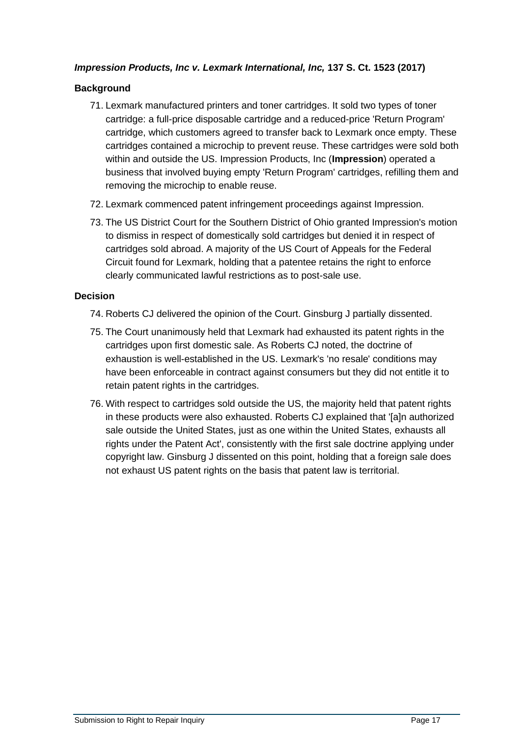***Impression Products, Inc v. Lexmark International, Inc,* 137 S. Ct. 1523 (2017)**

**Background**

71. Lexmark manufactured printers and toner cartridges. It sold two types of toner cartridge: a full-price disposable cartridge and a reduced-price 'Return Program' cartridge, which customers agreed to transfer back to Lexmark once empty. These cartridges contained a microchip to prevent reuse. These cartridges were sold both within and outside the US. Impression Products, Inc (**Impression**) operated a business that involved buying empty 'Return Program' cartridges, refilling them and removing the microchip to enable reuse.
72. Lexmark commenced patent infringement proceedings against Impression.
73. The US District Court for the Southern District of Ohio granted Impression's motion to dismiss in respect of domestically sold cartridges but denied it in respect of cartridges sold abroad. A majority of the US Court of Appeals for the Federal Circuit found for Lexmark, holding that a patentee retains the right to enforce clearly communicated lawful restrictions as to post-sale use.

**Decision**

74. Roberts CJ delivered the opinion of the Court. Ginsburg J partially dissented.
75. The Court unanimously held that Lexmark had exhausted its patent rights in the cartridges upon first domestic sale. As Roberts CJ noted, the doctrine of exhaustion is well-established in the US. Lexmark's 'no resale' conditions may have been enforceable in contract against consumers but they did not entitle it to retain patent rights in the cartridges.
76. With respect to cartridges sold outside the US, the majority held that patent rights in these products were also exhausted. Roberts CJ explained that '[a]n authorized sale outside the United States, just as one within the United States, exhausts all rights under the Patent Act', consistently with the first sale doctrine applying under copyright law. Ginsburg J dissented on this point, holding that a foreign sale does not exhaust US patent rights on the basis that patent law is territorial.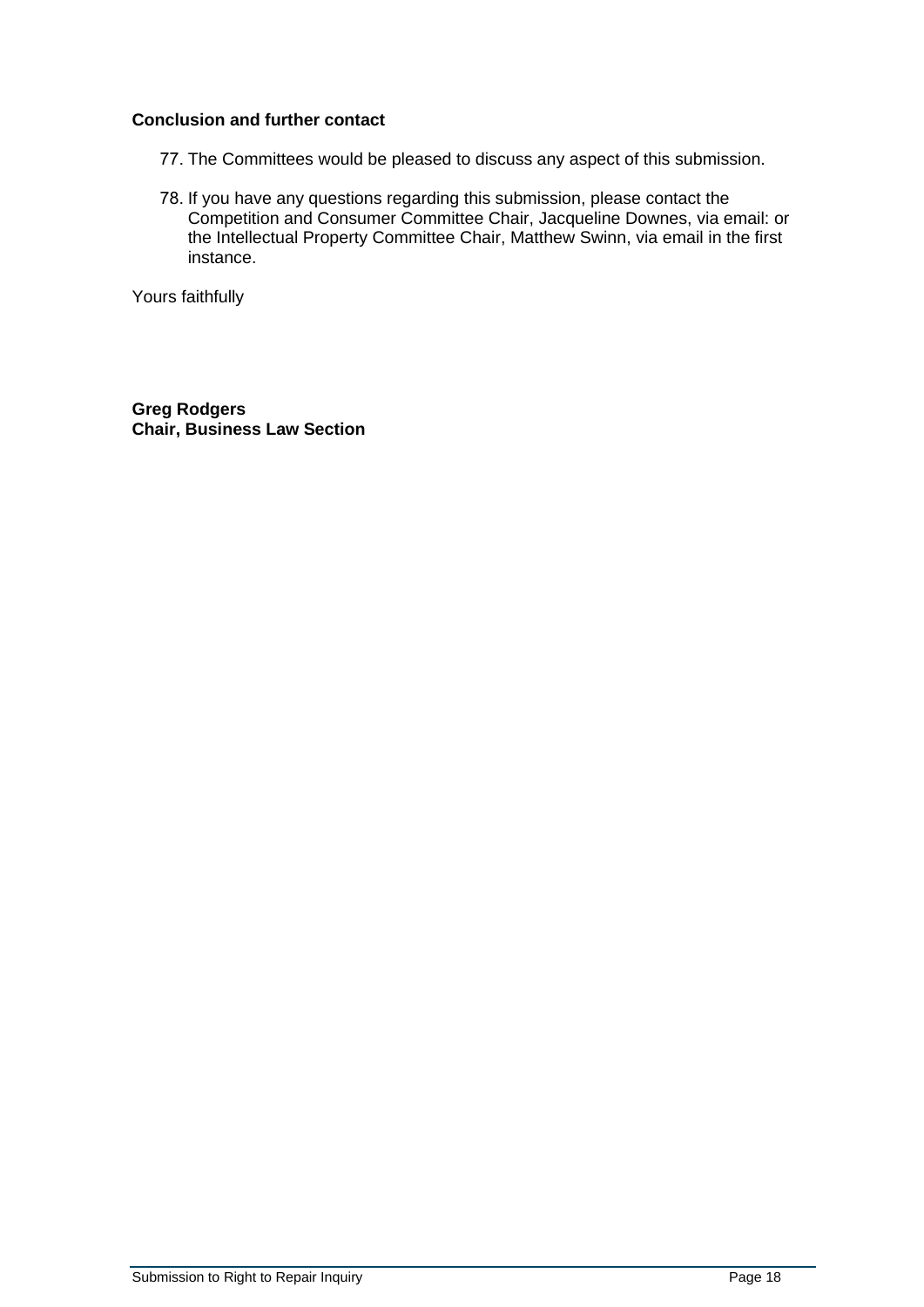**Conclusion and further contact**

77. The Committees would be pleased to discuss any aspect of this submission.

78. If you have any questions regarding this submission, please contact the Competition and Consumer Committee Chair, Jacqueline Downes, via email: or the Intellectual Property Committee Chair, Matthew Swinn, via email in the first instance.

Yours faithfully

**Greg Rodgers**
**Chair, Business Law Section**